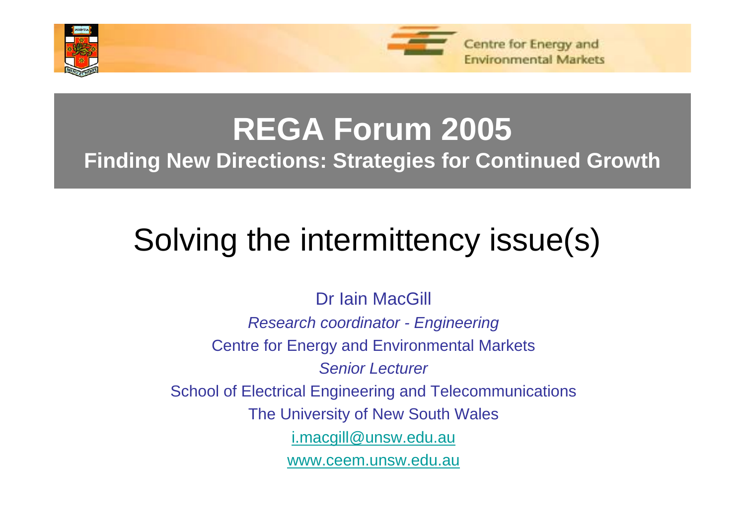Centre for Energy and Environmental Markets

# REGA Forum 2005

## Finding New Directions: Strategies for Continued Growth

# Solving the intermittency issue(s)

Dr Iain MacGill

*Research coordinator - Engineering*

Centre for Energy and Environmental Markets

*Senior Lecturer*

School of Electrical Engineering and Telecommunications

The University of New South Wales

i.macgill@unsw.edu.au

www.ceem.unsw.edu.au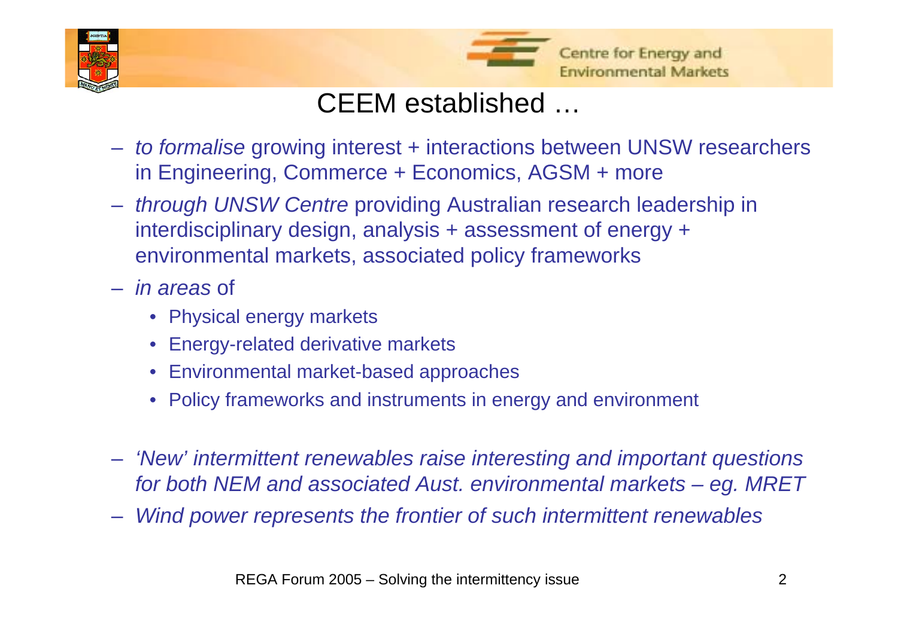# CEEM established …

- *to formalise* growing interest + interactions between UNSW researchers in Engineering, Commerce + Economics, AGSM + more
- *through UNSW Centre* providing Australian research leadership in interdisciplinary design, analysis + assessment of energy + environmental markets, associated policy frameworks
- *in areas* of
  - Physical energy markets
  - Energy-related derivative markets
  - Environmental market-based approaches
  - Policy frameworks and instruments in energy and environment
- *'New' intermittent renewables raise interesting and important questions for both NEM and associated Aust. environmental markets – eg. MRET*
- *Wind power represents the frontier of such intermittent renewables*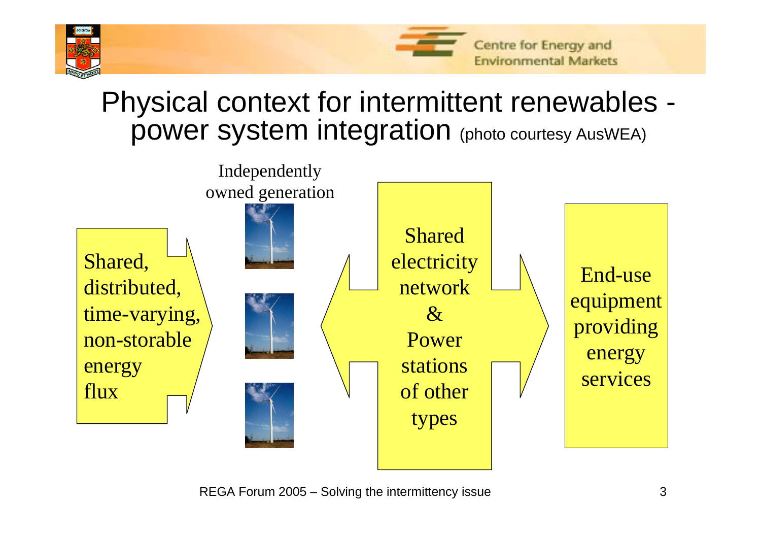# Physical context for intermittent renewables - power system integration (photo courtesy AusWEA)

Shared, distributed, time-varying, non-storable energy flux

Independently owned generation

Shared electricity network & Power stations of other types

End-use equipment providing energy services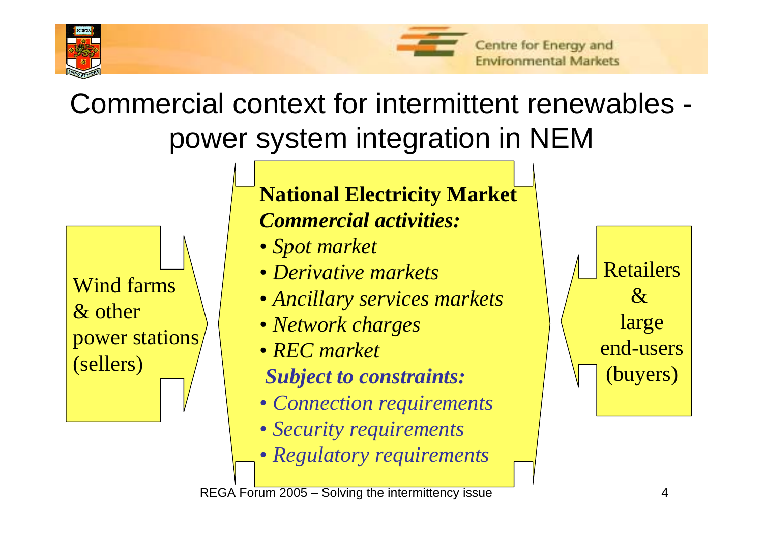# Commercial context for intermittent renewables - power system integration in NEM

Wind farms & other power stations (sellers)

**National Electricity Market**

***Commercial activities:***

- *Spot market*
- *Derivative markets*
- *Ancillary services markets*
- *Network charges*
- *REC market*

***Subject to constraints:***

- *Connection requirements*
- *Security requirements*
- *Regulatory requirements*

Retailers & large end-users (buyers)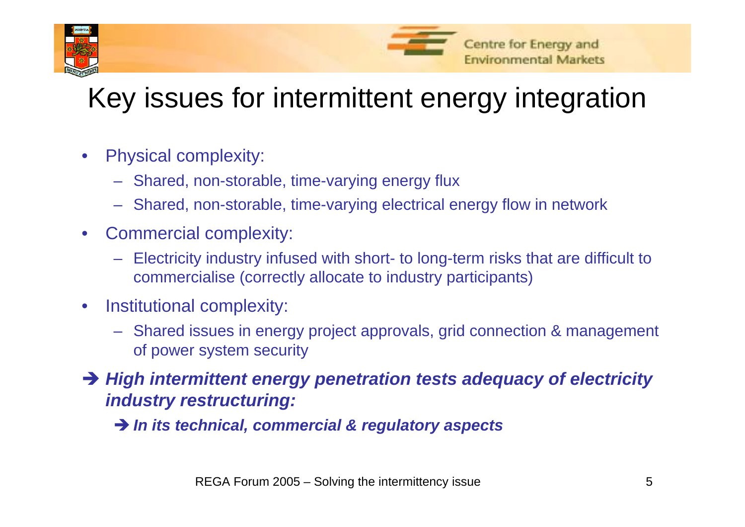# Key issues for intermittent energy integration

- Physical complexity:
  - Shared, non-storable, time-varying energy flux
  - Shared, non-storable, time-varying electrical energy flow in network
- Commercial complexity:
  - Electricity industry infused with short- to long-term risks that are difficult to commercialise (correctly allocate to industry participants)
- Institutional complexity:
  - Shared issues in energy project approvals, grid connection & management of power system security

➔ ***High intermittent energy penetration tests adequacy of electricity industry restructuring:***

  ➔ ***In its technical, commercial & regulatory aspects***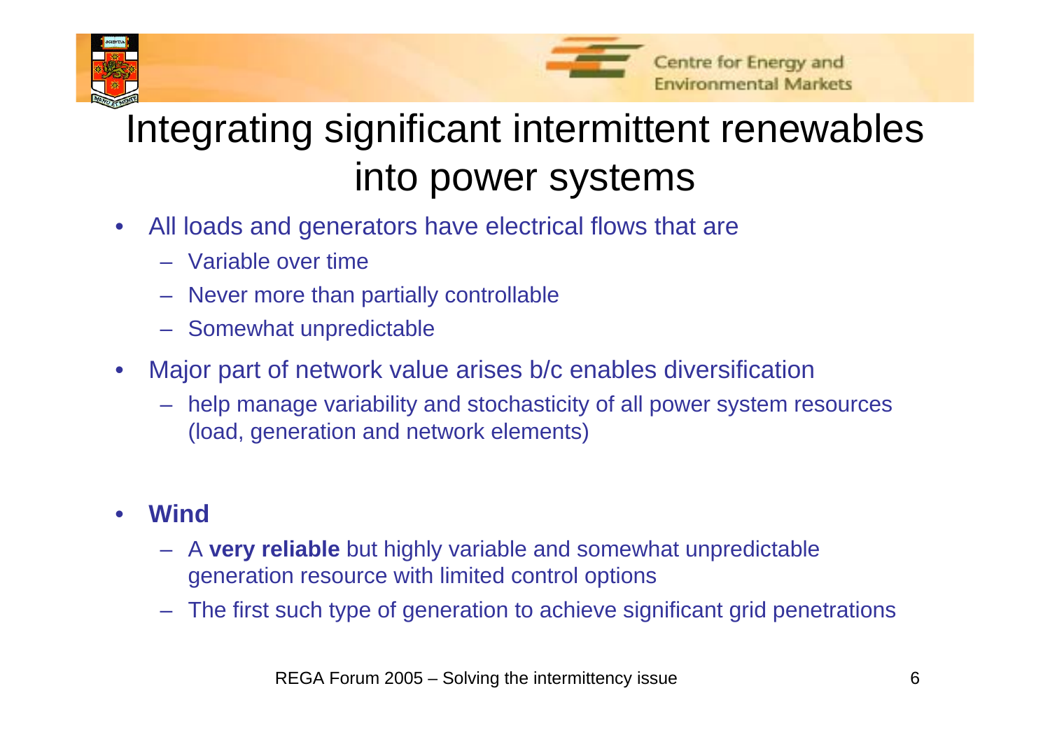# Integrating significant intermittent renewables into power systems

- All loads and generators have electrical flows that are
  - Variable over time
  - Never more than partially controllable
  - Somewhat unpredictable
- Major part of network value arises b/c enables diversification
  - help manage variability and stochasticity of all power system resources (load, generation and network elements)

- **Wind**
  - A **very reliable** but highly variable and somewhat unpredictable generation resource with limited control options
  - The first such type of generation to achieve significant grid penetrations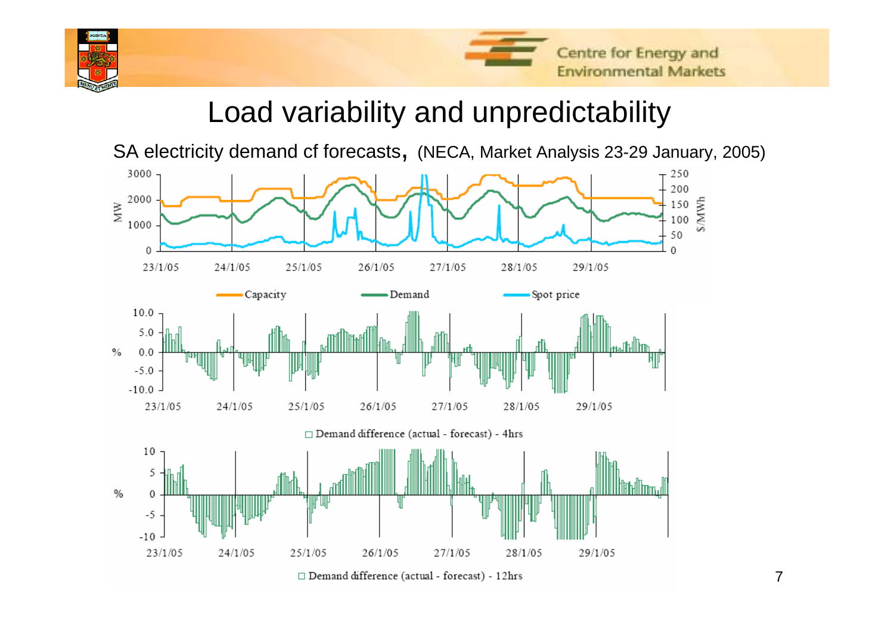# Load variability and unpredictability

SA electricity demand cf forecasts, (NECA, Market Analysis 23-29 January, 2005)

Capacity — Demand — Spot price

Demand difference (actual - forecast) - 4hrs

Demand difference (actual - forecast) - 12hrs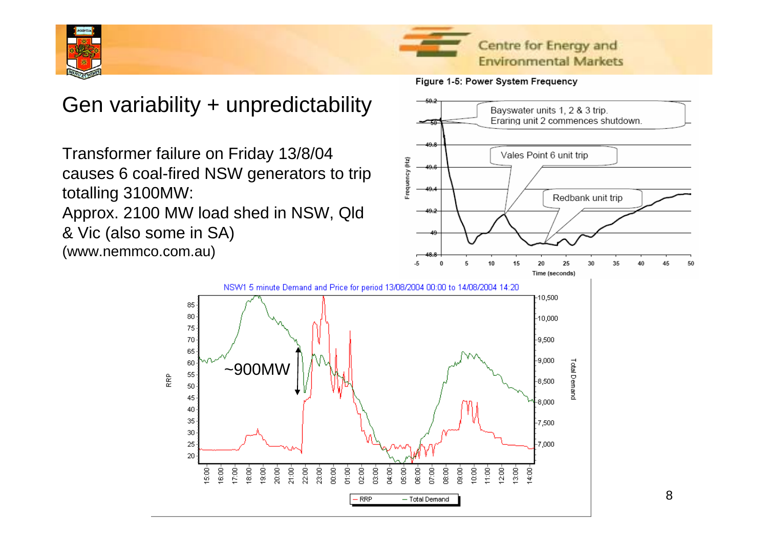# Gen variability + unpredictability

Transformer failure on Friday 13/8/04 causes 6 coal-fired NSW generators to trip totalling 3100MW:
Approx. 2100 MW load shed in NSW, Qld & Vic (also some in SA)
(www.nemmco.com.au)

Figure 1-5: Power System Frequency

NSW1 5 minute Demand and Price for period 13/08/2004 00:00 to 14/08/2004 14:20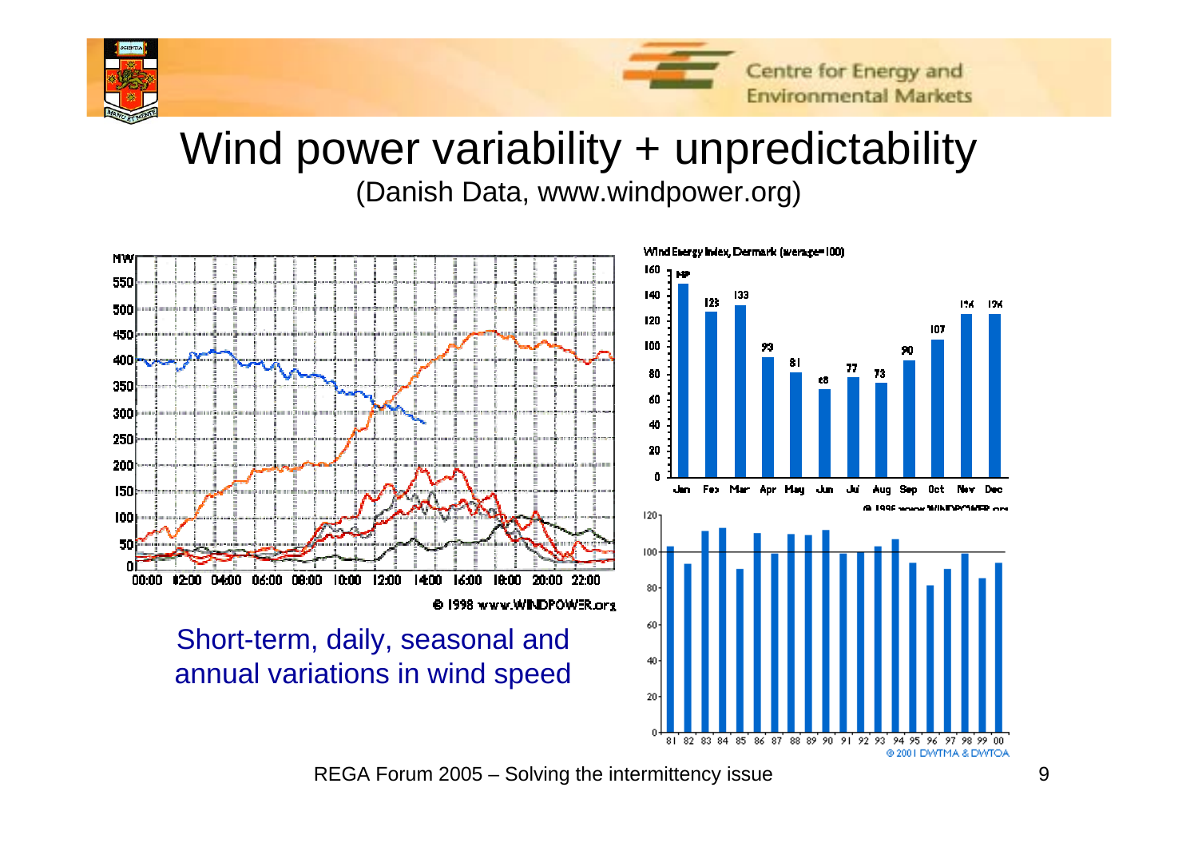# Wind power variability + unpredictability

(Danish Data, www.windpower.org)

Short-term, daily, seasonal and annual variations in wind speed

REGA Forum 2005 – Solving the intermittency issue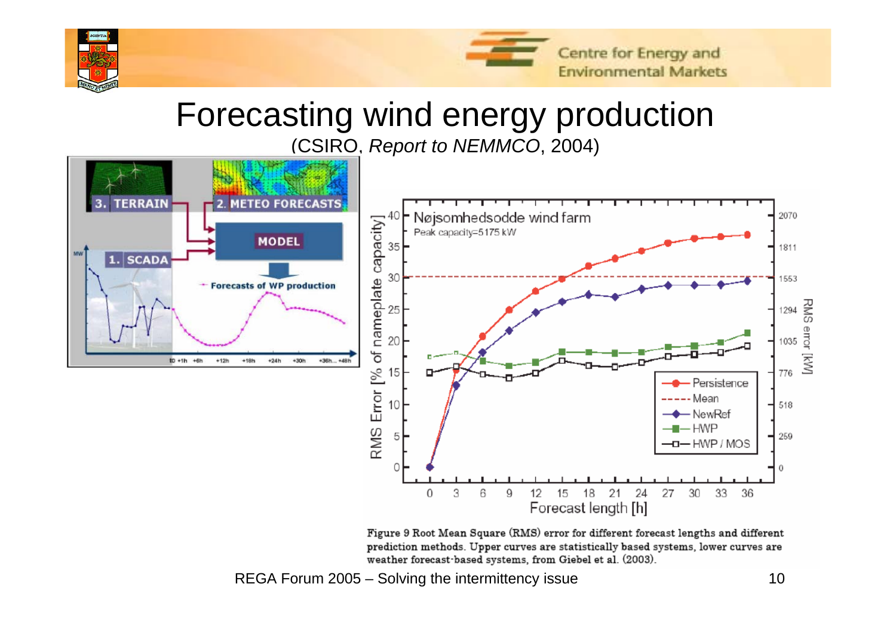# Forecasting wind energy production

(CSIRO, *Report to NEMMCO*, 2004)

Figure 9 Root Mean Square (RMS) error for different forecast lengths and different prediction methods. Upper curves are statistically based systems, lower curves are weather forecast-based systems, from Giebel et al. (2003).

REGA Forum 2005 – Solving the intermittency issue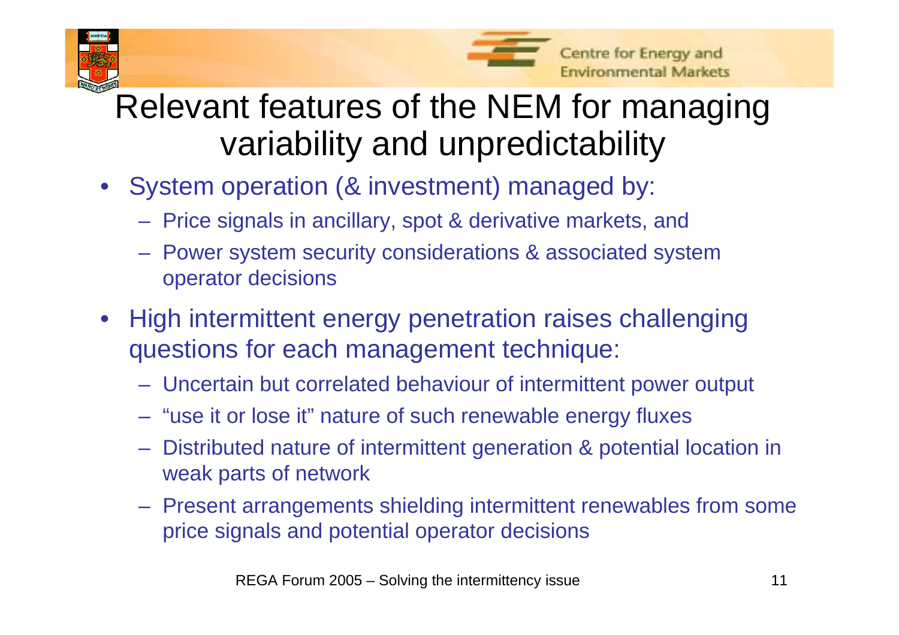# Relevant features of the NEM for managing variability and unpredictability

- System operation (& investment) managed by:
  - Price signals in ancillary, spot & derivative markets, and
  - Power system security considerations & associated system operator decisions
- High intermittent energy penetration raises challenging questions for each management technique:
  - Uncertain but correlated behaviour of intermittent power output
  - "use it or lose it" nature of such renewable energy fluxes
  - Distributed nature of intermittent generation & potential location in weak parts of network
  - Present arrangements shielding intermittent renewables from some price signals and potential operator decisions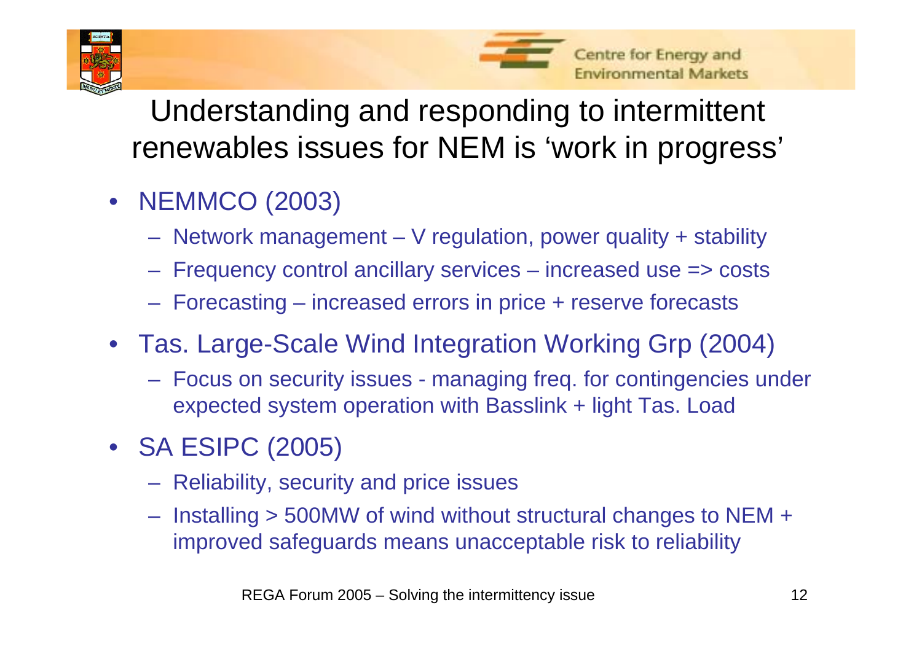# Understanding and responding to intermittent renewables issues for NEM is 'work in progress'

- NEMMCO (2003)
  - Network management – V regulation, power quality + stability
  - Frequency control ancillary services – increased use => costs
  - Forecasting – increased errors in price + reserve forecasts
- Tas. Large-Scale Wind Integration Working Grp (2004)
  - Focus on security issues - managing freq. for contingencies under expected system operation with Basslink + light Tas. Load
- SA ESIPC (2005)
  - Reliability, security and price issues
  - Installing > 500MW of wind without structural changes to NEM + improved safeguards means unacceptable risk to reliability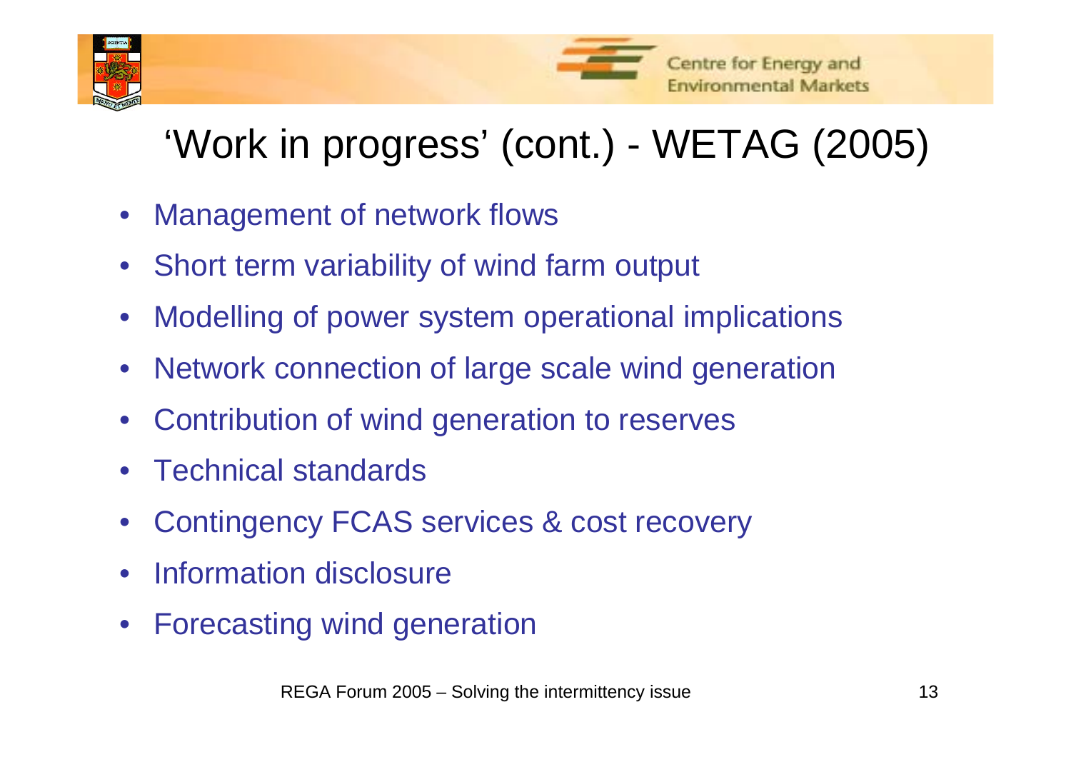# 'Work in progress' (cont.) - WETAG (2005)

- Management of network flows
- Short term variability of wind farm output
- Modelling of power system operational implications
- Network connection of large scale wind generation
- Contribution of wind generation to reserves
- Technical standards
- Contingency FCAS services & cost recovery
- Information disclosure
- Forecasting wind generation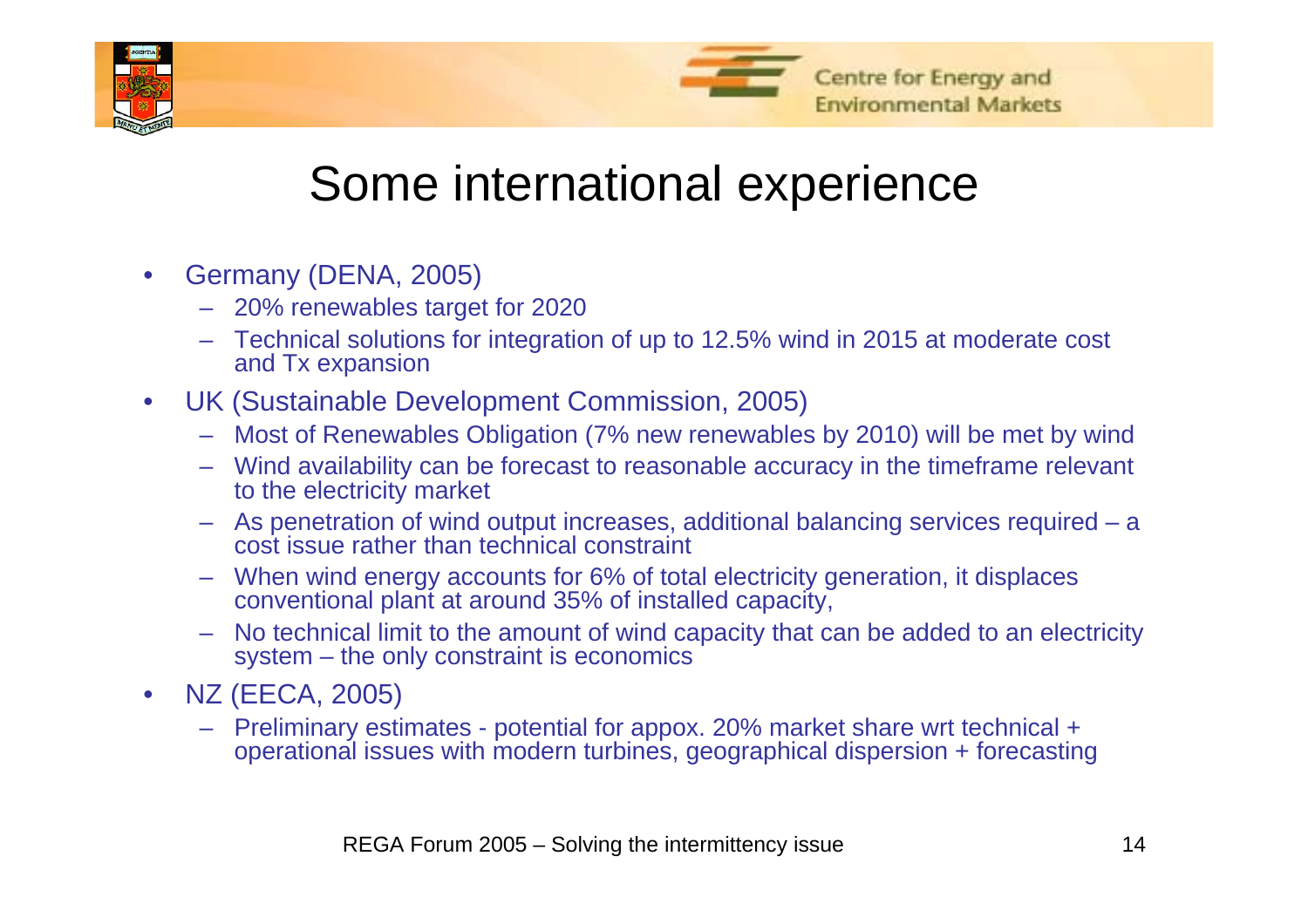# Some international experience

- Germany (DENA, 2005)
  - 20% renewables target for 2020
  - Technical solutions for integration of up to 12.5% wind in 2015 at moderate cost and Tx expansion
- UK (Sustainable Development Commission, 2005)
  - Most of Renewables Obligation (7% new renewables by 2010) will be met by wind
  - Wind availability can be forecast to reasonable accuracy in the timeframe relevant to the electricity market
  - As penetration of wind output increases, additional balancing services required – a cost issue rather than technical constraint
  - When wind energy accounts for 6% of total electricity generation, it displaces conventional plant at around 35% of installed capacity,
  - No technical limit to the amount of wind capacity that can be added to an electricity system – the only constraint is economics
- NZ (EECA, 2005)
  - Preliminary estimates - potential for appox. 20% market share wrt technical + operational issues with modern turbines, geographical dispersion + forecasting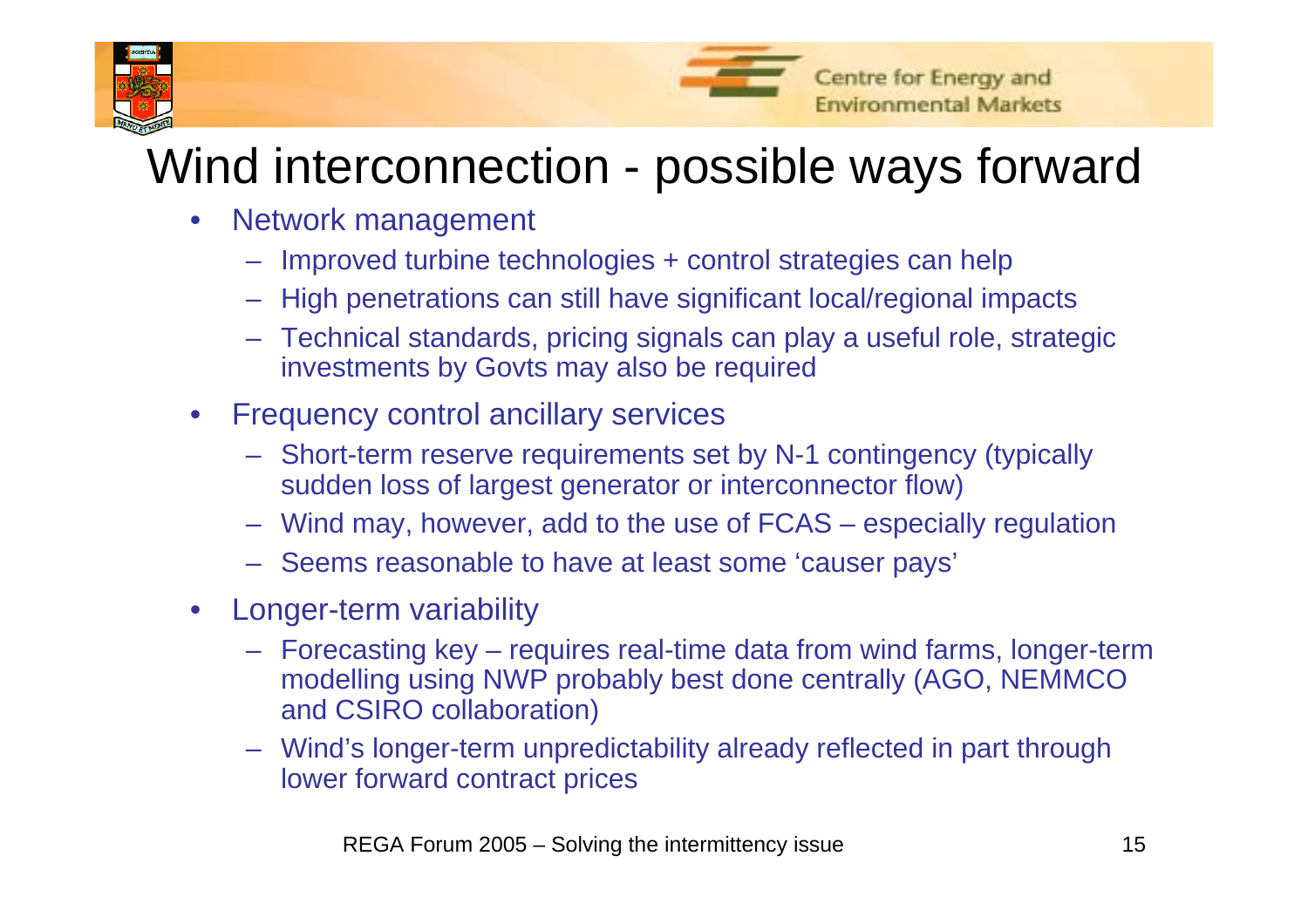# Wind interconnection - possible ways forward

- Network management
  - Improved turbine technologies + control strategies can help
  - High penetrations can still have significant local/regional impacts
  - Technical standards, pricing signals can play a useful role, strategic investments by Govts may also be required
- Frequency control ancillary services
  - Short-term reserve requirements set by N-1 contingency (typically sudden loss of largest generator or interconnector flow)
  - Wind may, however, add to the use of FCAS – especially regulation
  - Seems reasonable to have at least some 'causer pays'
- Longer-term variability
  - Forecasting key – requires real-time data from wind farms, longer-term modelling using NWP probably best done centrally (AGO, NEMMCO and CSIRO collaboration)
  - Wind's longer-term unpredictability already reflected in part through lower forward contract prices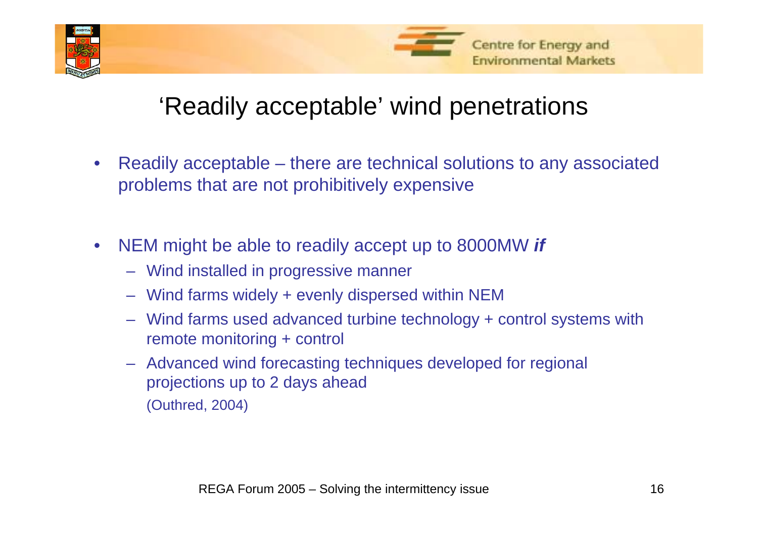# 'Readily acceptable' wind penetrations

- Readily acceptable – there are technical solutions to any associated problems that are not prohibitively expensive

- NEM might be able to readily accept up to 8000MW ***if***
  - Wind installed in progressive manner
  - Wind farms widely + evenly dispersed within NEM
  - Wind farms used advanced turbine technology + control systems with remote monitoring + control
  - Advanced wind forecasting techniques developed for regional projections up to 2 days ahead

    (Outhred, 2004)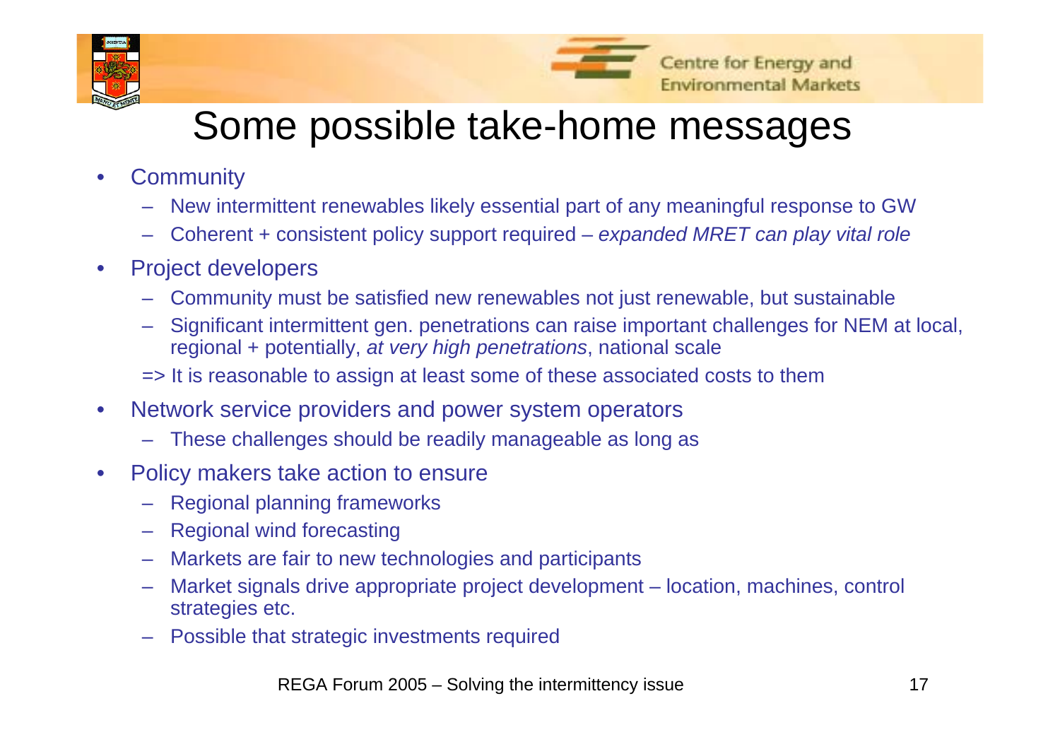# Some possible take-home messages

- Community
  - New intermittent renewables likely essential part of any meaningful response to GW
  - Coherent + consistent policy support required – *expanded MRET can play vital role*
- Project developers
  - Community must be satisfied new renewables not just renewable, but sustainable
  - Significant intermittent gen. penetrations can raise important challenges for NEM at local, regional + potentially, *at very high penetrations*, national scale

  => It is reasonable to assign at least some of these associated costs to them
- Network service providers and power system operators
  - These challenges should be readily manageable as long as
- Policy makers take action to ensure
  - Regional planning frameworks
  - Regional wind forecasting
  - Markets are fair to new technologies and participants
  - Market signals drive appropriate project development – location, machines, control strategies etc.
  - Possible that strategic investments required